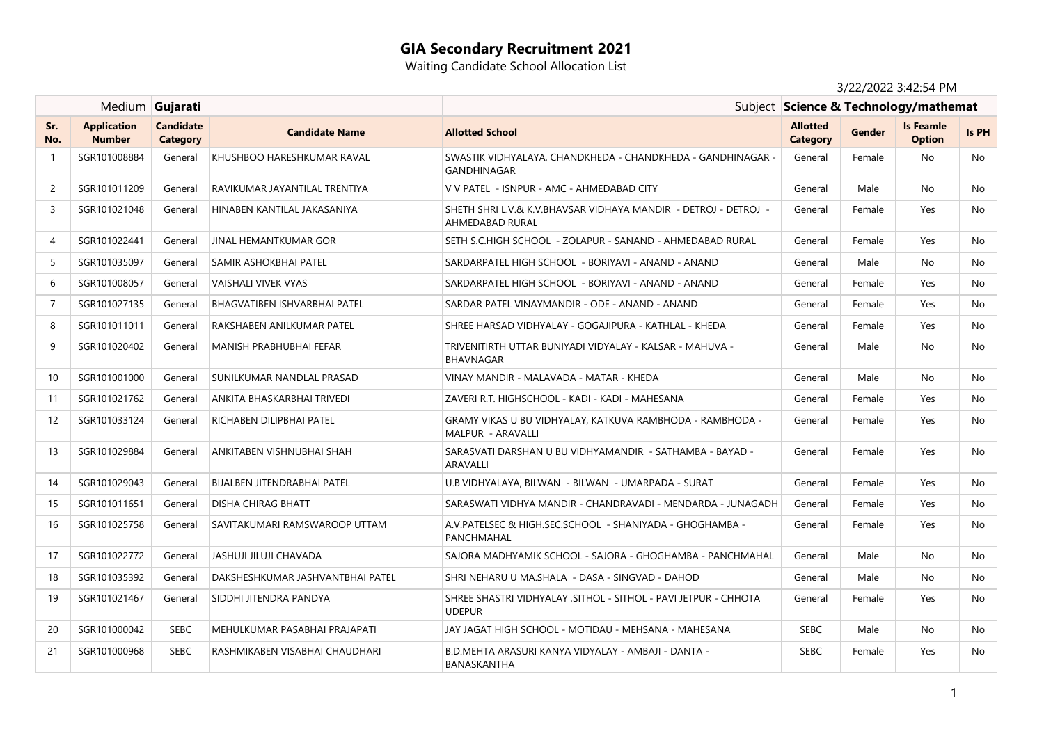# GIA Secondary Recruitment 2021

Waiting Candidate School Allocation List

3/22/2022 3:42:54 PM

| Medium | Gujarati | | | Subject | Science & Technology/mathemat | | | |
|---|---|---|---|---|---|---|---|---|
| **Sr. No.** | **Application Number** | **Candidate Category** | **Candidate Name** | **Allotted School** | **Allotted Category** | **Gender** | **Is Feamle Option** | **Is PH** |
| 1 | SGR101008884 | General | KHUSHBOO HARESHKUMAR RAVAL | SWASTIK VIDHYALAYA, CHANDKHEDA - CHANDKHEDA - GANDHINAGAR - GANDHINAGAR | General | Female | No | No |
| 2 | SGR101011209 | General | RAVIKUMAR JAYANTILAL TRENTIYA | V V PATEL - ISNPUR - AMC - AHMEDABAD CITY | General | Male | No | No |
| 3 | SGR101021048 | General | HINABEN KANTILAL JAKASANIYA | SHETH SHRI L.V.& K.V.BHAVSAR VIDHAYA MANDIR - DETROJ - DETROJ - AHMEDABAD RURAL | General | Female | Yes | No |
| 4 | SGR101022441 | General | JINAL HEMANTKUMAR GOR | SETH S.C.HIGH SCHOOL - ZOLAPUR - SANAND - AHMEDABAD RURAL | General | Female | Yes | No |
| 5 | SGR101035097 | General | SAMIR ASHOKBHAI PATEL | SARDARPATEL HIGH SCHOOL - BORIYAVI - ANAND - ANAND | General | Male | No | No |
| 6 | SGR101008057 | General | VAISHALI VIVEK VYAS | SARDARPATEL HIGH SCHOOL - BORIYAVI - ANAND - ANAND | General | Female | Yes | No |
| 7 | SGR101027135 | General | BHAGVATIBEN ISHVARBHAI PATEL | SARDAR PATEL VINAYMANDIR - ODE - ANAND - ANAND | General | Female | Yes | No |
| 8 | SGR101011011 | General | RAKSHABEN ANILKUMAR PATEL | SHREE HARSAD VIDHYALAY - GOGAJIPURA - KATHLAL - KHEDA | General | Female | Yes | No |
| 9 | SGR101020402 | General | MANISH PRABHUBHAI FEFAR | TRIVENITIRTH UTTAR BUNIYADI VIDYALAY - KALSAR - MAHUVA - BHAVNAGAR | General | Male | No | No |
| 10 | SGR101001000 | General | SUNILKUMAR NANDLAL PRASAD | VINAY MANDIR - MALAVADA - MATAR - KHEDA | General | Male | No | No |
| 11 | SGR101021762 | General | ANKITA BHASKARBHAI TRIVEDI | ZAVERI R.T. HIGHSCHOOL - KADI - KADI - MAHESANA | General | Female | Yes | No |
| 12 | SGR101033124 | General | RICHABEN DILIPBHAI PATEL | GRAMY VIKAS U BU VIDHYALAY, KATKUVA RAMBHODA - RAMBHODA - MALPUR - ARAVALLI | General | Female | Yes | No |
| 13 | SGR101029884 | General | ANKITABEN VISHNUBHAI SHAH | SARASVATI DARSHAN U BU VIDHYAMANDIR - SATHAMBA - BAYAD - ARAVALLI | General | Female | Yes | No |
| 14 | SGR101029043 | General | BIJALBEN JITENDRABHAI PATEL | U.B.VIDHYALAYA, BILWAN - BILWAN - UMARPADA - SURAT | General | Female | Yes | No |
| 15 | SGR101011651 | General | DISHA CHIRAG BHATT | SARASWATI VIDHYA MANDIR - CHANDRAVADI - MENDARDA - JUNAGADH | General | Female | Yes | No |
| 16 | SGR101025758 | General | SAVITAKUMARI RAMSWAROOP UTTAM | A.V.PATELSEC & HIGH.SEC.SCHOOL - SHANIYADA - GHOGHAMBA - PANCHMAHAL | General | Female | Yes | No |
| 17 | SGR101022772 | General | JASHUJI JILUJI CHAVADA | SAJORA MADHYAMIK SCHOOL - SAJORA - GHOGHAMBA - PANCHMAHAL | General | Male | No | No |
| 18 | SGR101035392 | General | DAKSHESHKUMAR JASHVANTBHAI PATEL | SHRI NEHARU U MA.SHALA - DASA - SINGVAD - DAHOD | General | Male | No | No |
| 19 | SGR101021467 | General | SIDDHI JITENDRA PANDYA | SHREE SHASTRI VIDHYALAY ,SITHOL - SITHOL - PAVI JETPUR - CHHOTA UDEPUR | General | Female | Yes | No |
| 20 | SGR101000042 | SEBC | MEHULKUMAR PASABHAI PRAJAPATI | JAY JAGAT HIGH SCHOOL - MOTIDAU - MEHSANA - MAHESANA | SEBC | Male | No | No |
| 21 | SGR101000968 | SEBC | RASHMIKABEN VISABHAI CHAUDHARI | B.D.MEHTA ARASURI KANYA VIDYALAY - AMBAJI - DANTA - BANASKANTHA | SEBC | Female | Yes | No |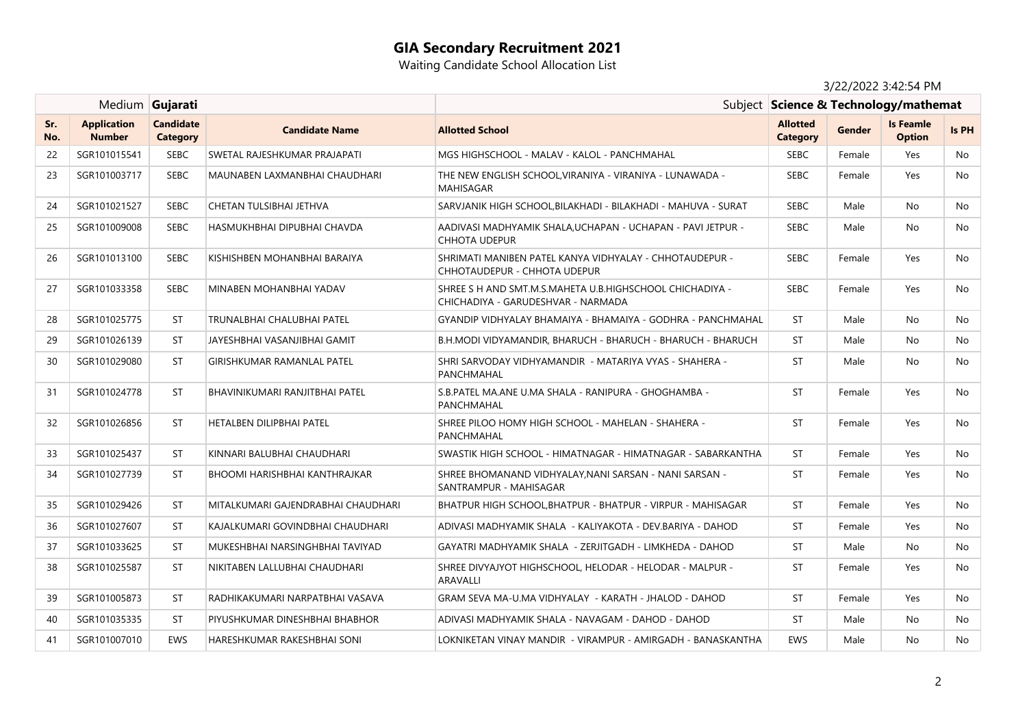# GIA Secondary Recruitment 2021

Waiting Candidate School Allocation List

3/22/2022 3:42:54 PM

| Medium | Gujarati | | | Subject | Science & Technology/mathemat | | | |
|---|---|---|---|---|---|---|---|---|
| **Sr. No.** | **Application Number** | **Candidate Category** | **Candidate Name** | **Allotted School** | **Allotted Category** | **Gender** | **Is Feamle Option** | **Is PH** |
| 22 | SGR101015541 | SEBC | SWETAL RAJESHKUMAR PRAJAPATI | MGS HIGHSCHOOL - MALAV - KALOL - PANCHMAHAL | SEBC | Female | Yes | No |
| 23 | SGR101003717 | SEBC | MAUNABEN LAXMANBHAI CHAUDHARI | THE NEW ENGLISH SCHOOL,VIRANIYA - VIRANIYA - LUNAWADA - MAHISAGAR | SEBC | Female | Yes | No |
| 24 | SGR101021527 | SEBC | CHETAN TULSIBHAI JETHVA | SARVJANIK HIGH SCHOOL,BILAKHADI - BILAKHADI - MAHUVA - SURAT | SEBC | Male | No | No |
| 25 | SGR101009008 | SEBC | HASMUKHBHAI DIPUBHAI CHAVDA | AADIVASI MADHYAMIK SHALA,UCHAPAN - UCHAPAN - PAVI JETPUR - CHHOTA UDEPUR | SEBC | Male | No | No |
| 26 | SGR101013100 | SEBC | KISHISHBEN MOHANBHAI BARAIYA | SHRIMATI MANIBEN PATEL KANYA VIDHYALAY - CHHOTAUDEPUR - CHHOTAUDEPUR - CHHOTA UDEPUR | SEBC | Female | Yes | No |
| 27 | SGR101033358 | SEBC | MINABEN MOHANBHAI YADAV | SHREE S H AND SMT.M.S.MAHETA U.B.HIGHSCHOOL CHICHADIYA - CHICHADIYA - GARUDESHVAR - NARMADA | SEBC | Female | Yes | No |
| 28 | SGR101025775 | ST | TRUNALBHAI CHALUBHAI PATEL | GYANDIP VIDHYALAY BHAMAIYA - BHAMAIYA - GODHRA - PANCHMAHAL | ST | Male | No | No |
| 29 | SGR101026139 | ST | JAYESHBHAI VASANJIBHAI GAMIT | B.H.MODI VIDYAMANDIR, BHARUCH - BHARUCH - BHARUCH - BHARUCH | ST | Male | No | No |
| 30 | SGR101029080 | ST | GIRISHKUMAR RAMANLAL PATEL | SHRI SARVODAY VIDHYAMANDIR - MATARIYA VYAS - SHAHERA - PANCHMAHAL | ST | Male | No | No |
| 31 | SGR101024778 | ST | BHAVINIKUMARI RANJITBHAI PATEL | S.B.PATEL MA.ANE U.MA SHALA - RANIPURA - GHOGHAMBA - PANCHMAHAL | ST | Female | Yes | No |
| 32 | SGR101026856 | ST | HETALBEN DILIPBHAI PATEL | SHREE PILOO HOMY HIGH SCHOOL - MAHELAN - SHAHERA - PANCHMAHAL | ST | Female | Yes | No |
| 33 | SGR101025437 | ST | KINNARI BALUBHAI CHAUDHARI | SWASTIK HIGH SCHOOL - HIMATNAGAR - HIMATNAGAR - SABARKANTHA | ST | Female | Yes | No |
| 34 | SGR101027739 | ST | BHOOMI HARISHBHAI KANTHRAJKAR | SHREE BHOMANAND VIDHYALAY,NANI SARSAN - NANI SARSAN - SANTRAMPUR - MAHISAGAR | ST | Female | Yes | No |
| 35 | SGR101029426 | ST | MITALKUMARI GAJENDRABHAI CHAUDHARI | BHATPUR HIGH SCHOOL,BHATPUR - BHATPUR - VIRPUR - MAHISAGAR | ST | Female | Yes | No |
| 36 | SGR101027607 | ST | KAJALKUMARI GOVINDBHAI CHAUDHARI | ADIVASI MADHYAMIK SHALA - KALIYAKOTA - DEV.BARIYA - DAHOD | ST | Female | Yes | No |
| 37 | SGR101033625 | ST | MUKESHBHAI NARSINGHBHAI TAVIYAD | GAYATRI MADHYAMIK SHALA - ZERJITGADH - LIMKHEDA - DAHOD | ST | Male | No | No |
| 38 | SGR101025587 | ST | NIKITABEN LALLUBHAI CHAUDHARI | SHREE DIVYAJYOT HIGHSCHOOL, HELODAR - HELODAR - MALPUR - ARAVALLI | ST | Female | Yes | No |
| 39 | SGR101005873 | ST | RADHIKAKUMARI NARPATBHAI VASAVA | GRAM SEVA MA-U.MA VIDHYALAY - KARATH - JHALOD - DAHOD | ST | Female | Yes | No |
| 40 | SGR101035335 | ST | PIYUSHKUMAR DINESHBHAI BHABHOR | ADIVASI MADHYAMIK SHALA - NAVAGAM - DAHOD - DAHOD | ST | Male | No | No |
| 41 | SGR101007010 | EWS | HARESHKUMAR RAKESHBHAI SONI | LOKNIKETAN VINAY MANDIR - VIRAMPUR - AMIRGADH - BANASKANTHA | EWS | Male | No | No |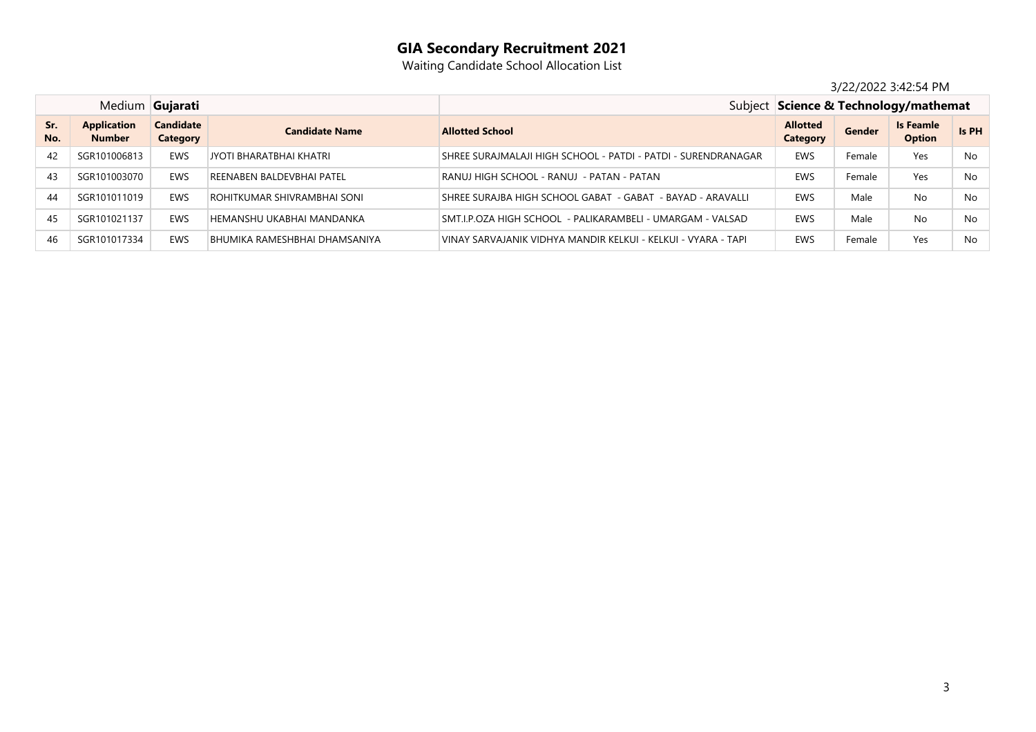# GIA Secondary Recruitment 2021

Waiting Candidate School Allocation List

3/22/2022 3:42:54 PM

| Medium | Gujarati | | | Subject | Science & Technology/mathemat | | | |
|---|---|---|---|---|---|---|---|---|
| **Sr. No.** | **Application Number** | **Candidate Category** | **Candidate Name** | **Allotted School** | **Allotted Category** | **Gender** | **Is Feamle Option** | **Is PH** |
| 42 | SGR101006813 | EWS | JYOTI BHARATBHAI KHATRI | SHREE SURAJMALAJI HIGH SCHOOL - PATDI - PATDI - SURENDRANAGAR | EWS | Female | Yes | No |
| 43 | SGR101003070 | EWS | REENABEN BALDEVBHAI PATEL | RANUJ HIGH SCHOOL - RANUJ - PATAN - PATAN | EWS | Female | Yes | No |
| 44 | SGR101011019 | EWS | ROHITKUMAR SHIVRAMBHAI SONI | SHREE SURAJBA HIGH SCHOOL GABAT - GABAT - BAYAD - ARAVALLI | EWS | Male | No | No |
| 45 | SGR101021137 | EWS | HEMANSHU UKABHAI MANDANKA | SMT.I.P.OZA HIGH SCHOOL - PALIKARAMBELI - UMARGAM - VALSAD | EWS | Male | No | No |
| 46 | SGR101017334 | EWS | BHUMIKA RAMESHBHAI DHAMSANIYA | VINAY SARVAJANIK VIDHYA MANDIR KELKUI - KELKUI - VYARA - TAPI | EWS | Female | Yes | No |